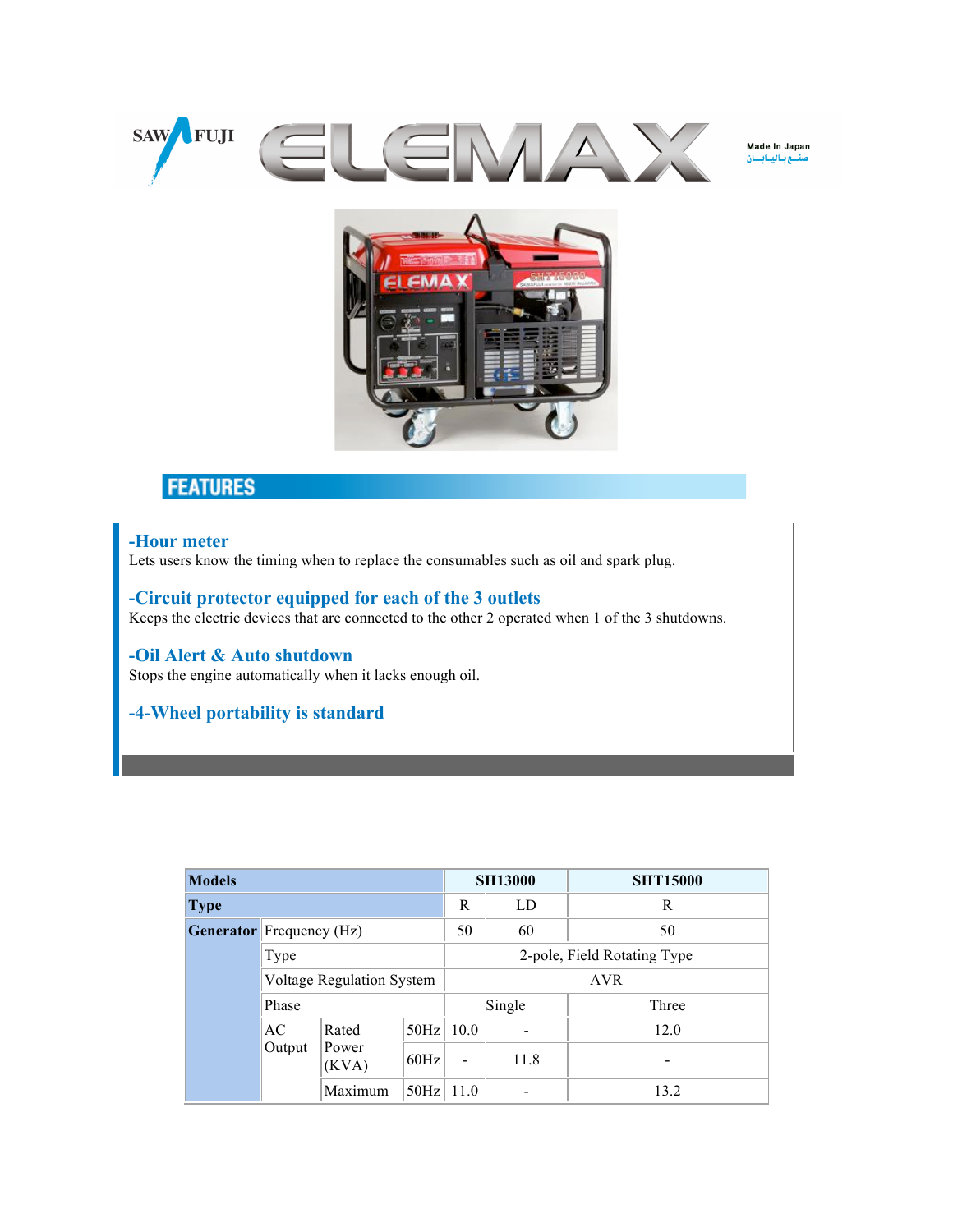SAWAFUJI **ELEMAX**

Made In Japan
صنع باليابان

## FEATURES

### -Hour meter
Lets users know the timing when to replace the consumables such as oil and spark plug.

### -Circuit protector equipped for each of the 3 outlets
Keeps the electric devices that are connected to the other 2 operated when 1 of the 3 shutdowns.

### -Oil Alert & Auto shutdown
Stops the engine automatically when it lacks enough oil.

### -4-Wheel portability is standard

| Models | | | | SH13000 | | SHT15000 |
|---|---|---|---|---|---|---|
| Type | | | | R | LD | R |
| Generator | Frequency (Hz) | | | 50 | 60 | 50 |
| | Type | | | 2-pole, Field Rotating Type | | |
| | Voltage Regulation System | | | AVR | | |
| | Phase | | | Single | | Three |
| | AC Output | Rated Power (KVA) | 50Hz | 10.0 | - | 12.0 |
| | | | 60Hz | - | 11.8 | - |
| | | Maximum | 50Hz | 11.0 | - | 13.2 |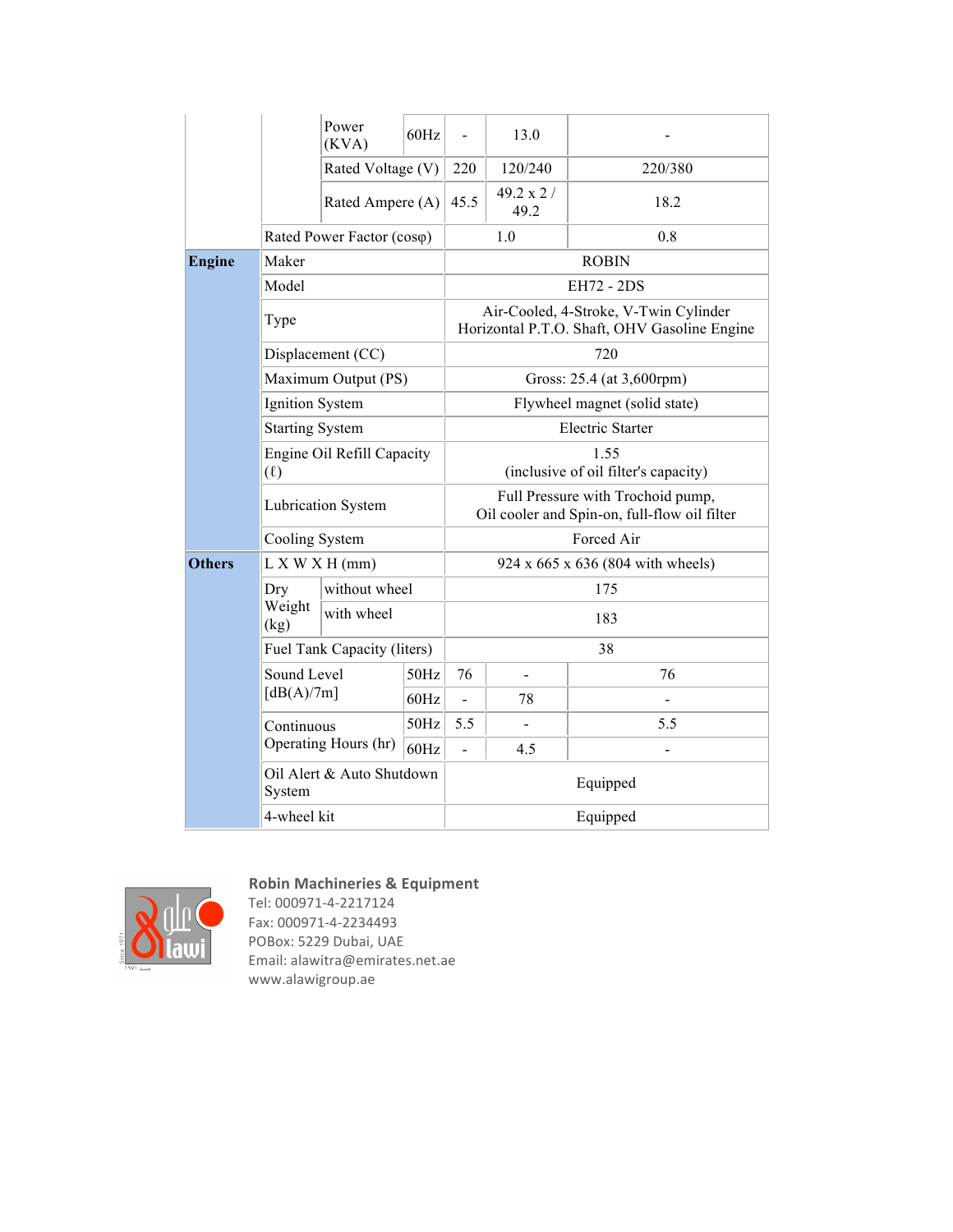| | | | | | | |
|---|---|---|---|---|---|---|
| | | Power (KVA) | 60Hz | - | 13.0 | - |
| | | Rated Voltage (V) | | 220 | 120/240 | 220/380 |
| | | Rated Ampere (A) | | 45.5 | 49.2 x 2 / 49.2 | 18.2 |
| | Rated Power Factor (cosφ) | | | 1.0 | | 0.8 |
| **Engine** | Maker | | | ROBIN | | |
| | Model | | | EH72 - 2DS | | |
| | Type | | | Air-Cooled, 4-Stroke, V-Twin Cylinder Horizontal P.T.O. Shaft, OHV Gasoline Engine | | |
| | Displacement (CC) | | | 720 | | |
| | Maximum Output (PS) | | | Gross: 25.4 (at 3,600rpm) | | |
| | Ignition System | | | Flywheel magnet (solid state) | | |
| | Starting System | | | Electric Starter | | |
| | Engine Oil Refill Capacity (ℓ) | | | 1.55 (inclusive of oil filter's capacity) | | |
| | Lubrication System | | | Full Pressure with Trochoid pump, Oil cooler and Spin-on, full-flow oil filter | | |
| | Cooling System | | | Forced Air | | |
| **Others** | L X W X H (mm) | | | 924 x 665 x 636 (804 with wheels) | | |
| | Dry Weight (kg) | without wheel | | 175 | | |
| | | with wheel | | 183 | | |
| | Fuel Tank Capacity (liters) | | | 38 | | |
| | Sound Level [dB(A)/7m] | | 50Hz | 76 | - | 76 |
| | | | 60Hz | - | 78 | - |
| | Continuous Operating Hours (hr) | | 50Hz | 5.5 | - | 5.5 |
| | | | 60Hz | - | 4.5 | - |
| | Oil Alert & Auto Shutdown System | | | Equipped | | |
| | 4-wheel kit | | | Equipped | | |

**Robin Machineries & Equipment**
Tel: 000971-4-2217124
Fax: 000971-4-2234493
POBox: 5229 Dubai, UAE
Email: alawitra@emirates.net.ae
www.alawigroup.ae